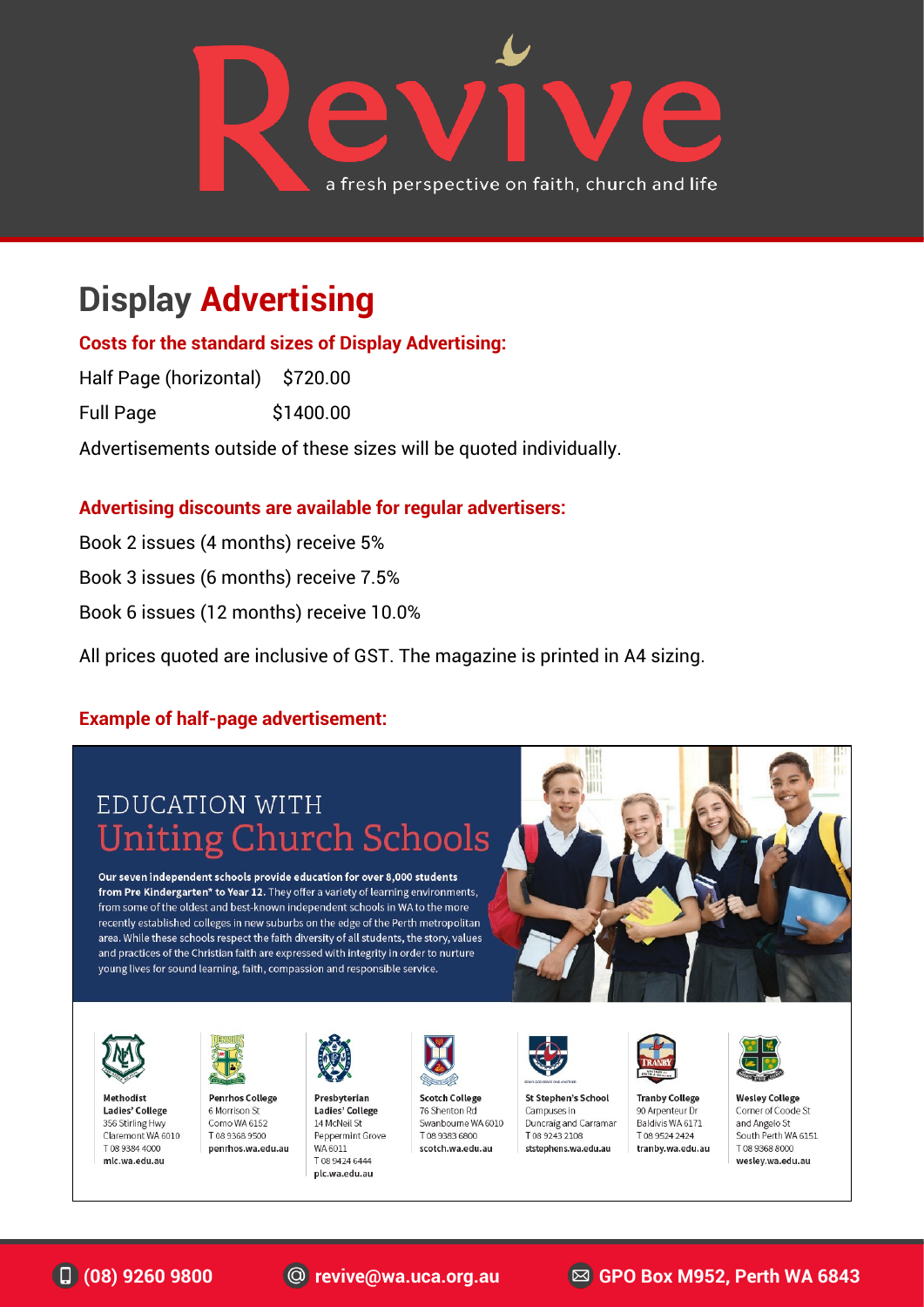# Revive

a fresh perspective on faith, church and life

## Display **Advertising**

**Costs for the standard sizes of Display Advertising:**

Half Page (horizontal) $720.00

Full Page $1400.00

Advertisements outside of these sizes will be quoted individually.

**Advertising discounts are available for regular advertisers:**

Book 2 issues (4 months) receive 5%

Book 3 issues (6 months) receive 7.5%

Book 6 issues (12 months) receive 10.0%

All prices quoted are inclusive of GST. The magazine is printed in A4 sizing.

**Example of half-page advertisement:**

EDUCATION WITH
Uniting Church Schools

**Our seven independent schools provide education for over 8,000 students from Pre Kindergarten* to Year 12.** They offer a variety of learning environments, from some of the oldest and best-known independent schools in WA to the more recently established colleges in new suburbs on the edge of the Perth metropolitan area. While these schools respect the faith diversity of all students, the story, values and practices of the Christian faith are expressed with integrity in order to nurture young lives for sound learning, faith, compassion and responsible service.

**Methodist Ladies' College**
356 Stirling Hwy
Claremont WA 6010
T 08 9384 4000
**mlc.wa.edu.au**

**Penrhos College**
6 Morrison St
Como WA 6152
T 08 9368 9500
**penrhos.wa.edu.au**

**Presbyterian Ladies' College**
14 McNeil St
Peppermint Grove WA 6011
T 08 9424 6444
**plc.wa.edu.au**

**Scotch College**
76 Shenton Rd
Swanbourne WA 6010
T 08 9383 6800
**scotch.wa.edu.au**

**St Stephen's School**
Campuses in Duncraig and Carramar
T 08 9243 2108
**ststephens.wa.edu.au**

**Tranby College**
90 Arpenteur Dr
Baldivis WA 6171
T 08 9524 2424
**tranby.wa.edu.au**

**Wesley College**
Corner of Coode St and Angelo St
South Perth WA 6151
T 08 9368 8000
**wesley.wa.edu.au**

**(08) 9260 9800** **revive@wa.uca.org.au** **GPO Box M952, Perth WA 6843**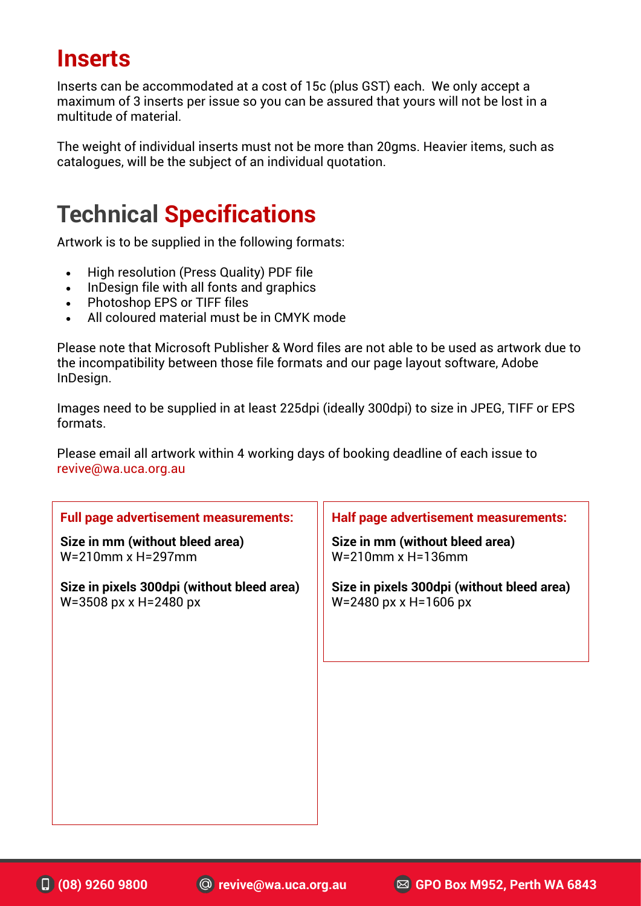## Inserts

Inserts can be accommodated at a cost of 15c (plus GST) each. We only accept a maximum of 3 inserts per issue so you can be assured that yours will not be lost in a multitude of material.

The weight of individual inserts must not be more than 20gms. Heavier items, such as catalogues, will be the subject of an individual quotation.

## Technical Specifications

Artwork is to be supplied in the following formats:

- High resolution (Press Quality) PDF file
- InDesign file with all fonts and graphics
- Photoshop EPS or TIFF files
- All coloured material must be in CMYK mode

Please note that Microsoft Publisher & Word files are not able to be used as artwork due to the incompatibility between those file formats and our page layout software, Adobe InDesign.

Images need to be supplied in at least 225dpi (ideally 300dpi) to size in JPEG, TIFF or EPS formats.

Please email all artwork within 4 working days of booking deadline of each issue to revive@wa.uca.org.au

**Full page advertisement measurements:**

**Size in mm (without bleed area)**
W=210mm x H=297mm

**Size in pixels 300dpi (without bleed area)**
W=3508 px x H=2480 px

**Half page advertisement measurements:**

**Size in mm (without bleed area)**
W=210mm x H=136mm

**Size in pixels 300dpi (without bleed area)**
W=2480 px x H=1606 px

**(08) 9260 9800** **revive@wa.uca.org.au** **GPO Box M952, Perth WA 6843**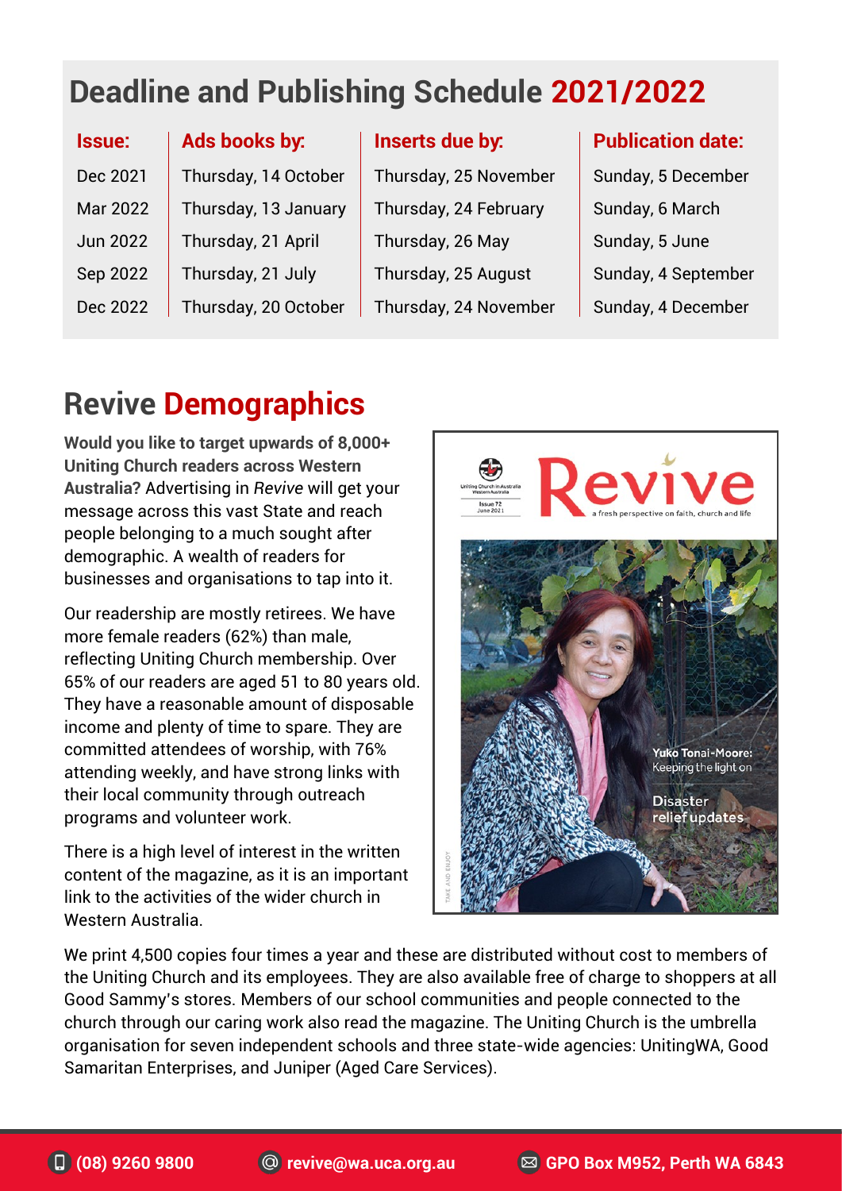## Deadline and Publishing Schedule 2021/2022

| Issue: | Ads books by: | Inserts due by: | Publication date: |
|---|---|---|---|
| Dec 2021 | Thursday, 14 October | Thursday, 25 November | Sunday, 5 December |
| Mar 2022 | Thursday, 13 January | Thursday, 24 February | Sunday, 6 March |
| Jun 2022 | Thursday, 21 April | Thursday, 26 May | Sunday, 5 June |
| Sep 2022 | Thursday, 21 July | Thursday, 25 August | Sunday, 4 September |
| Dec 2022 | Thursday, 20 October | Thursday, 24 November | Sunday, 4 December |

## Revive Demographics

**Would you like to target upwards of 8,000+ Uniting Church readers across Western Australia?** Advertising in *Revive* will get your message across this vast State and reach people belonging to a much sought after demographic. A wealth of readers for businesses and organisations to tap into it.

Our readership are mostly retirees. We have more female readers (62%) than male, reflecting Uniting Church membership. Over 65% of our readers are aged 51 to 80 years old. They have a reasonable amount of disposable income and plenty of time to spare. They are committed attendees of worship, with 76% attending weekly, and have strong links with their local community through outreach programs and volunteer work.

There is a high level of interest in the written content of the magazine, as it is an important link to the activities of the wider church in Western Australia.

We print 4,500 copies four times a year and these are distributed without cost to members of the Uniting Church and its employees. They are also available free of charge to shoppers at all Good Sammy's stores. Members of our school communities and people connected to the church through our caring work also read the magazine. The Uniting Church is the umbrella organisation for seven independent schools and three state-wide agencies: UnitingWA, Good Samaritan Enterprises, and Juniper (Aged Care Services).

(08) 9260 9800 | revive@wa.uca.org.au | GPO Box M952, Perth WA 6843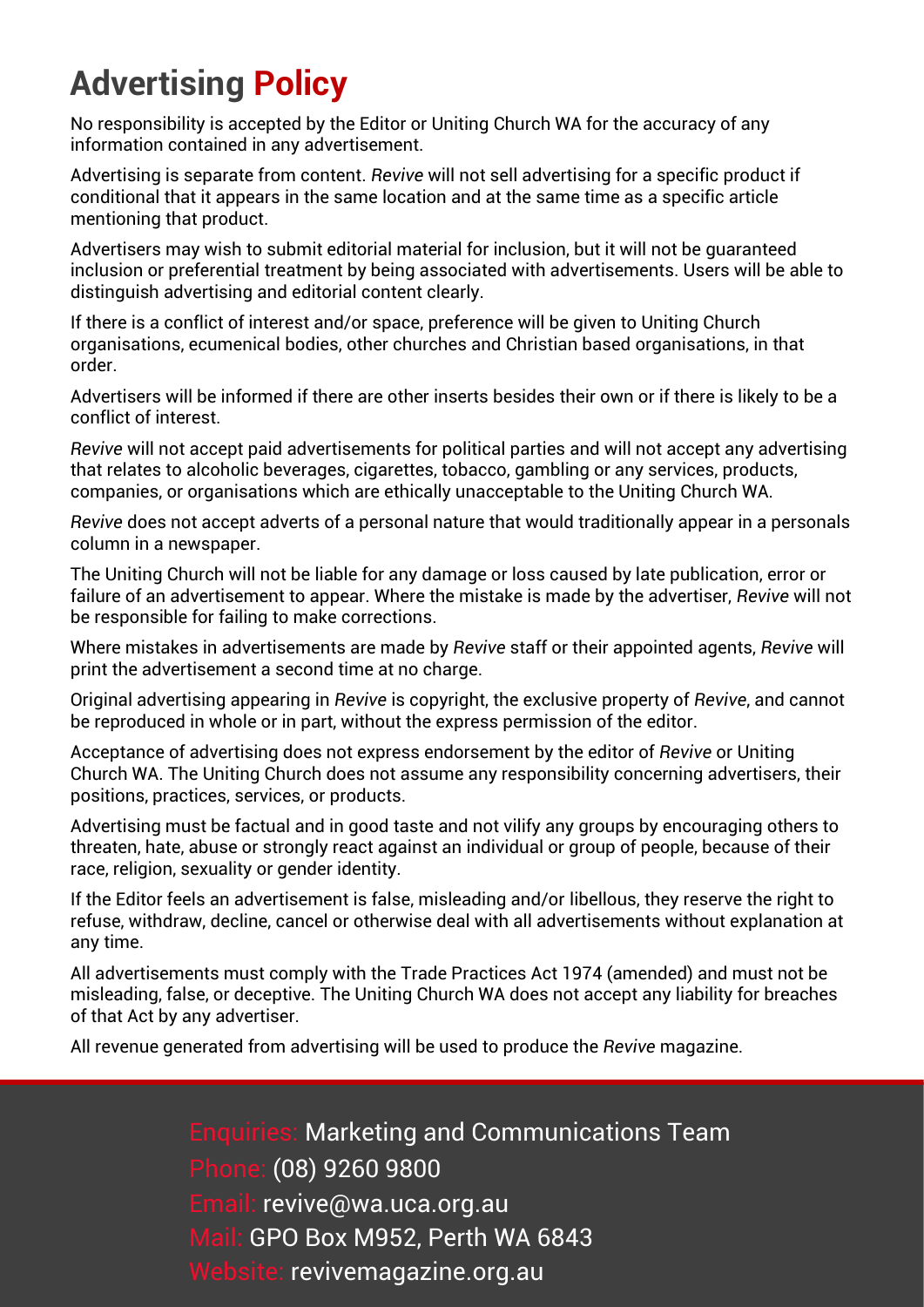# Advertising Policy

No responsibility is accepted by the Editor or Uniting Church WA for the accuracy of any information contained in any advertisement.

Advertising is separate from content. *Revive* will not sell advertising for a specific product if conditional that it appears in the same location and at the same time as a specific article mentioning that product.

Advertisers may wish to submit editorial material for inclusion, but it will not be guaranteed inclusion or preferential treatment by being associated with advertisements. Users will be able to distinguish advertising and editorial content clearly.

If there is a conflict of interest and/or space, preference will be given to Uniting Church organisations, ecumenical bodies, other churches and Christian based organisations, in that order.

Advertisers will be informed if there are other inserts besides their own or if there is likely to be a conflict of interest.

*Revive* will not accept paid advertisements for political parties and will not accept any advertising that relates to alcoholic beverages, cigarettes, tobacco, gambling or any services, products, companies, or organisations which are ethically unacceptable to the Uniting Church WA.

*Revive* does not accept adverts of a personal nature that would traditionally appear in a personals column in a newspaper.

The Uniting Church will not be liable for any damage or loss caused by late publication, error or failure of an advertisement to appear. Where the mistake is made by the advertiser, *Revive* will not be responsible for failing to make corrections.

Where mistakes in advertisements are made by *Revive* staff or their appointed agents, *Revive* will print the advertisement a second time at no charge.

Original advertising appearing in *Revive* is copyright, the exclusive property of *Revive*, and cannot be reproduced in whole or in part, without the express permission of the editor.

Acceptance of advertising does not express endorsement by the editor of *Revive* or Uniting Church WA. The Uniting Church does not assume any responsibility concerning advertisers, their positions, practices, services, or products.

Advertising must be factual and in good taste and not vilify any groups by encouraging others to threaten, hate, abuse or strongly react against an individual or group of people, because of their race, religion, sexuality or gender identity.

If the Editor feels an advertisement is false, misleading and/or libellous, they reserve the right to refuse, withdraw, decline, cancel or otherwise deal with all advertisements without explanation at any time.

All advertisements must comply with the Trade Practices Act 1974 (amended) and must not be misleading, false, or deceptive. The Uniting Church WA does not accept any liability for breaches of that Act by any advertiser.

All revenue generated from advertising will be used to produce the *Revive* magazine.

Enquiries: Marketing and Communications Team
Phone: (08) 9260 9800
Email: revive@wa.uca.org.au
Mail: GPO Box M952, Perth WA 6843
Website: revivemagazine.org.au